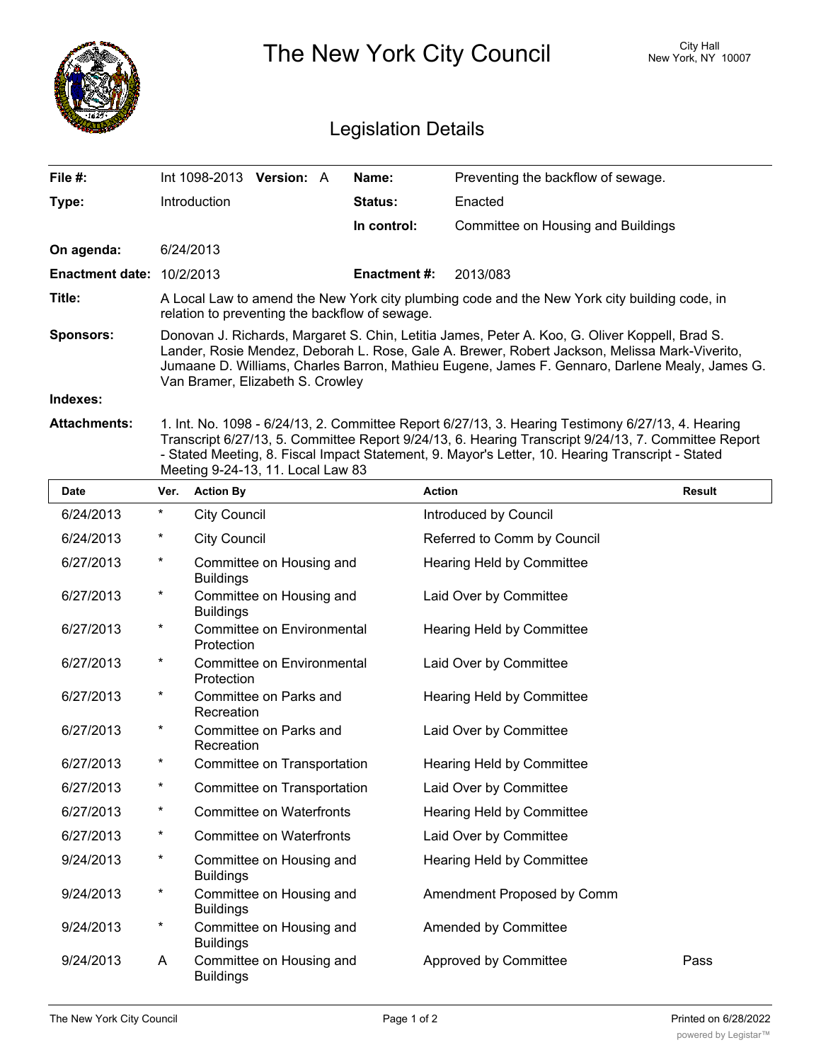# The New York City Council

City Hall
New York, NY 10007

## Legislation Details

| | | | |
|---|---|---|---|
| **File #:** | Int 1098-2013 **Version:** A | **Name:** | Preventing the backflow of sewage. |
| **Type:** | Introduction | **Status:** | Enacted |
| | | **In control:** | Committee on Housing and Buildings |
| **On agenda:** | 6/24/2013 | | |
| **Enactment date:** | 10/2/2013 | **Enactment #:** | 2013/083 |

**Title:** A Local Law to amend the New York city plumbing code and the New York city building code, in relation to preventing the backflow of sewage.

**Sponsors:** Donovan J. Richards, Margaret S. Chin, Letitia James, Peter A. Koo, G. Oliver Koppell, Brad S. Lander, Rosie Mendez, Deborah L. Rose, Gale A. Brewer, Robert Jackson, Melissa Mark-Viverito, Jumaane D. Williams, Charles Barron, Mathieu Eugene, James F. Gennaro, Darlene Mealy, James G. Van Bramer, Elizabeth S. Crowley

**Indexes:**

**Attachments:** 1. Int. No. 1098 - 6/24/13, 2. Committee Report 6/27/13, 3. Hearing Testimony 6/27/13, 4. Hearing Transcript 6/27/13, 5. Committee Report 9/24/13, 6. Hearing Transcript 9/24/13, 7. Committee Report - Stated Meeting, 8. Fiscal Impact Statement, 9. Mayor's Letter, 10. Hearing Transcript - Stated Meeting 9-24-13, 11. Local Law 83

| Date | Ver. | Action By | Action | Result |
|---|---|---|---|---|
| 6/24/2013 | * | City Council | Introduced by Council | |
| 6/24/2013 | * | City Council | Referred to Comm by Council | |
| 6/27/2013 | * | Committee on Housing and Buildings | Hearing Held by Committee | |
| 6/27/2013 | * | Committee on Housing and Buildings | Laid Over by Committee | |
| 6/27/2013 | * | Committee on Environmental Protection | Hearing Held by Committee | |
| 6/27/2013 | * | Committee on Environmental Protection | Laid Over by Committee | |
| 6/27/2013 | * | Committee on Parks and Recreation | Hearing Held by Committee | |
| 6/27/2013 | * | Committee on Parks and Recreation | Laid Over by Committee | |
| 6/27/2013 | * | Committee on Transportation | Hearing Held by Committee | |
| 6/27/2013 | * | Committee on Transportation | Laid Over by Committee | |
| 6/27/2013 | * | Committee on Waterfronts | Hearing Held by Committee | |
| 6/27/2013 | * | Committee on Waterfronts | Laid Over by Committee | |
| 9/24/2013 | * | Committee on Housing and Buildings | Hearing Held by Committee | |
| 9/24/2013 | * | Committee on Housing and Buildings | Amendment Proposed by Comm | |
| 9/24/2013 | * | Committee on Housing and Buildings | Amended by Committee | |
| 9/24/2013 | A | Committee on Housing and Buildings | Approved by Committee | Pass |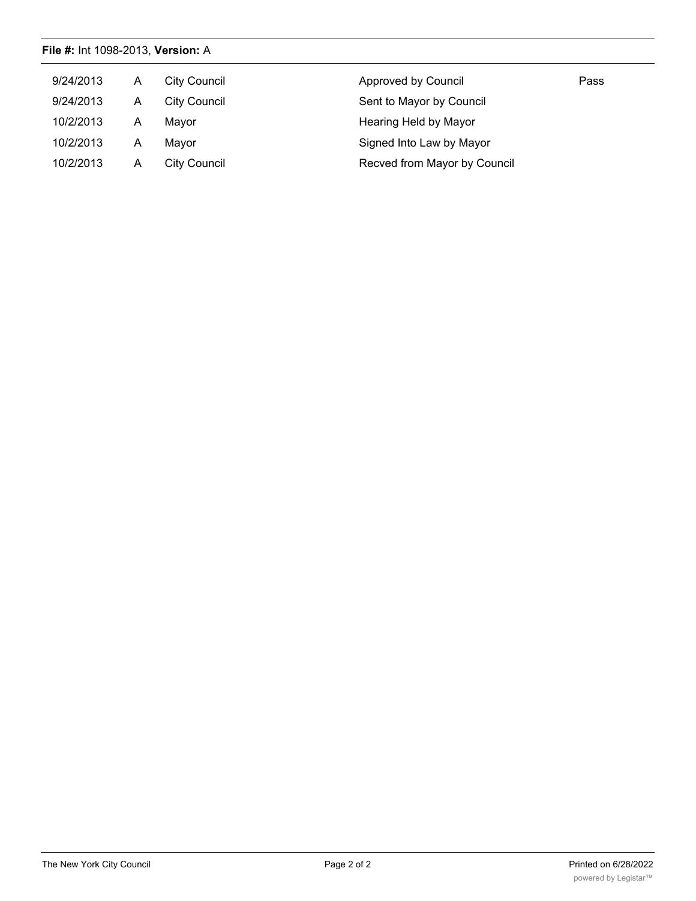**File #:** Int 1098-2013, **Version:** A

| | | | | |
|---|---|---|---|---|
| 9/24/2013 | A | City Council | Approved by Council | Pass |
| 9/24/2013 | A | City Council | Sent to Mayor by Council | |
| 10/2/2013 | A | Mayor | Hearing Held by Mayor | |
| 10/2/2013 | A | Mayor | Signed Into Law by Mayor | |
| 10/2/2013 | A | City Council | Recved from Mayor by Council | |